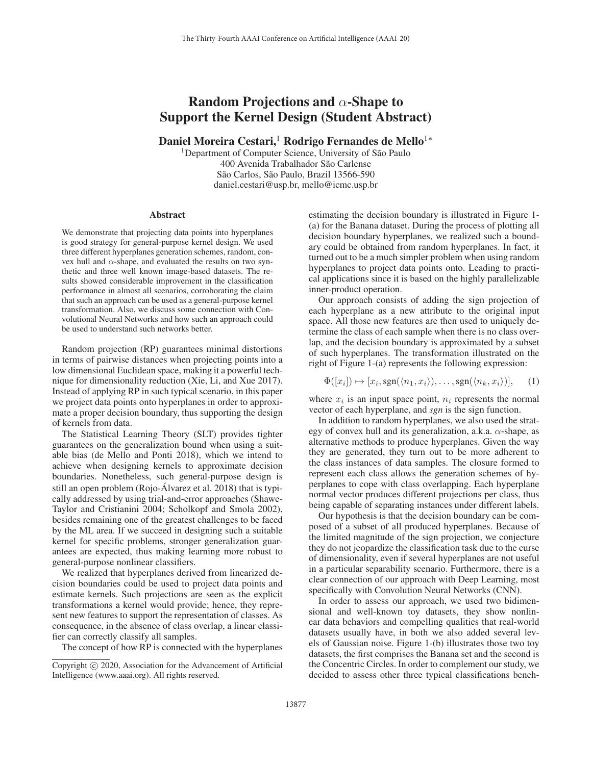# Random Projections and $\alpha$-Shape to Support the Kernel Design (Student Abstract)

**Daniel Moreira Cestari,[1] Rodrigo Fernandes de Mello[1*]**

[1]Department of Computer Science, University of São Paulo
400 Avenida Trabalhador São Carlense
São Carlos, São Paulo, Brazil 13566-590
daniel.cestari@usp.br, mello@icmc.usp.br

## Abstract

We demonstrate that projecting data points into hyperplanes is good strategy for general-purpose kernel design. We used three different hyperplanes generation schemes, random, convex hull and $\alpha$-shape, and evaluated the results on two synthetic and three well known image-based datasets. The results showed considerable improvement in the classification performance in almost all scenarios, corroborating the claim that such an approach can be used as a general-purpose kernel transformation. Also, we discuss some connection with Convolutional Neural Networks and how such an approach could be used to understand such networks better.

Random projection (RP) guarantees minimal distortions in terms of pairwise distances when projecting points into a low dimensional Euclidean space, making it a powerful technique for dimensionality reduction (Xie, Li, and Xue 2017). Instead of applying RP in such typical scenario, in this paper we project data points onto hyperplanes in order to approximate a proper decision boundary, thus supporting the design of kernels from data.

The Statistical Learning Theory (SLT) provides tighter guarantees on the generalization bound when using a suitable bias (de Mello and Ponti 2018), which we intend to achieve when designing kernels to approximate decision boundaries. Nonetheless, such general-purpose design is still an open problem (Rojo-Álvarez et al. 2018) that is typically addressed by using trial-and-error approaches (Shawe-Taylor and Cristianini 2004; Scholkopf and Smola 2002), besides remaining one of the greatest challenges to be faced by the ML area. If we succeed in designing such a suitable kernel for specific problems, stronger generalization guarantees are expected, thus making learning more robust to general-purpose nonlinear classifiers.

We realized that hyperplanes derived from linearized decision boundaries could be used to project data points and estimate kernels. Such projections are seen as the explicit transformations a kernel would provide; hence, they represent new features to support the representation of classes. As consequence, in the absence of class overlap, a linear classifier can correctly classify all samples.

The concept of how RP is connected with the hyperplanes estimating the decision boundary is illustrated in Figure 1-(a) for the Banana dataset. During the process of plotting all decision boundary hyperplanes, we realized such a boundary could be obtained from random hyperplanes. In fact, it turned out to be a much simpler problem when using random hyperplanes to project data points onto. Leading to practical applications since it is based on the highly parallelizable inner-product operation.

Our approach consists of adding the sign projection of each hyperplane as a new attribute to the original input space. All those new features are then used to uniquely determine the class of each sample when there is no class overlap, and the decision boundary is approximated by a subset of such hyperplanes. The transformation illustrated on the right of Figure 1-(a) represents the following expression:

$$\Phi([x_i]) \mapsto [x_i, \text{sgn}(\langle n_1, x_i \rangle), \ldots, \text{sgn}(\langle n_k, x_i \rangle)], \quad (1)$$

where $x_i$ is an input space point, $n_i$ represents the normal vector of each hyperplane, and *sgn* is the sign function.

In addition to random hyperplanes, we also used the strategy of convex hull and its generalization, a.k.a. $\alpha$-shape, as alternative methods to produce hyperplanes. Given the way they are generated, they turn out to be more adherent to the class instances of data samples. The closure formed to represent each class allows the generation schemes of hyperplanes to cope with class overlapping. Each hyperplane normal vector produces different projections per class, thus being capable of separating instances under different labels.

Our hypothesis is that the decision boundary can be composed of a subset of all produced hyperplanes. Because of the limited magnitude of the sign projection, we conjecture they do not jeopardize the classification task due to the curse of dimensionality, even if several hyperplanes are not useful in a particular separability scenario. Furthermore, there is a clear connection of our approach with Deep Learning, most specifically with Convolution Neural Networks (CNN).

In order to assess our approach, we used two bidimensional and well-known toy datasets, they show nonlinear data behaviors and compelling qualities that real-world datasets usually have, in both we also added several levels of Gaussian noise. Figure 1-(b) illustrates those two toy datasets, the first comprises the Banana set and the second is the Concentric Circles. In order to complement our study, we decided to assess other three typical classifications bench-

Copyright © 2020, Association for the Advancement of Artificial Intelligence (www.aaai.org). All rights reserved.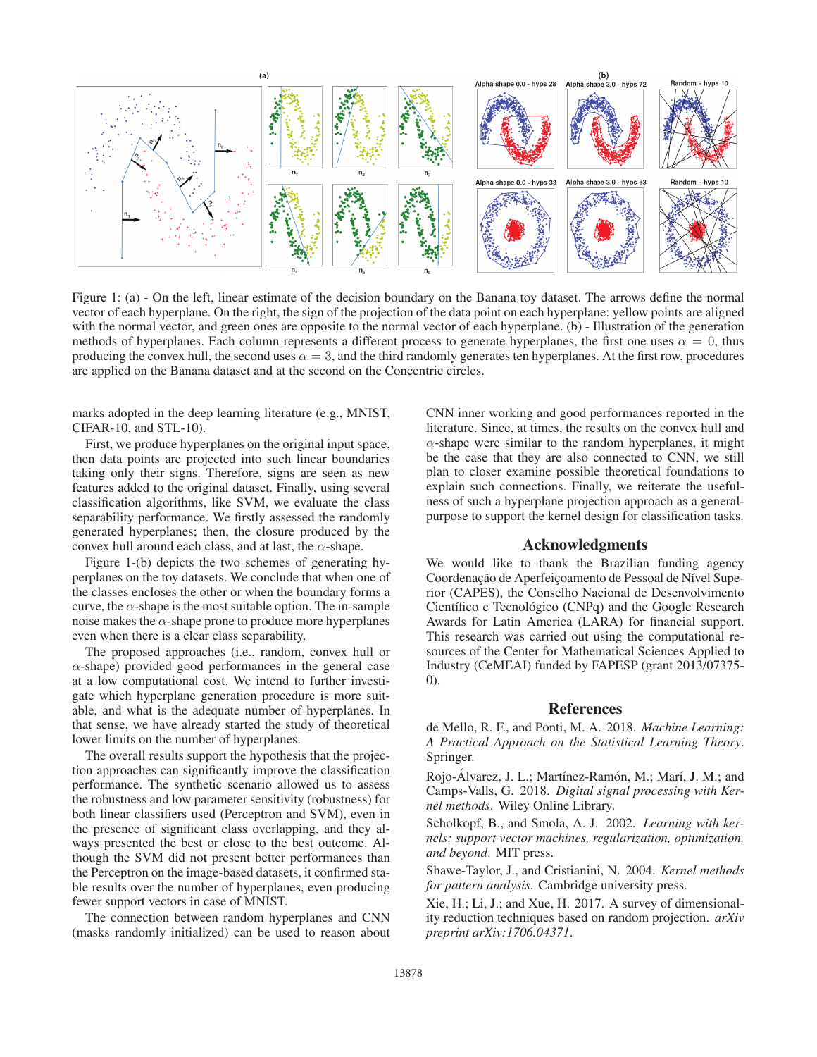(a)

(b)

Alpha shape 0.0 - hyps 28

Alpha shape 3.0 - hyps 72

Random - hyps 10

Alpha shape 0.0 - hyps 33

Alpha shape 3.0 - hyps 63

Random - hyps 10

Figure 1: (a) - On the left, linear estimate of the decision boundary on the Banana toy dataset. The arrows define the normal vector of each hyperplane. On the right, the sign of the projection of the data point on each hyperplane: yellow points are aligned with the normal vector, and green ones are opposite to the normal vector of each hyperplane. (b) - Illustration of the generation methods of hyperplanes. Each column represents a different process to generate hyperplanes, the first one uses $\alpha = 0$, thus producing the convex hull, the second uses $\alpha = 3$, and the third randomly generates ten hyperplanes. At the first row, procedures are applied on the Banana dataset and at the second on the Concentric circles.

marks adopted in the deep learning literature (e.g., MNIST, CIFAR-10, and STL-10).

First, we produce hyperplanes on the original input space, then data points are projected into such linear boundaries taking only their signs. Therefore, signs are seen as new features added to the original dataset. Finally, using several classification algorithms, like SVM, we evaluate the class separability performance. We firstly assessed the randomly generated hyperplanes; then, the closure produced by the convex hull around each class, and at last, the $\alpha$-shape.

Figure 1-(b) depicts the two schemes of generating hyperplanes on the toy datasets. We conclude that when one of the classes encloses the other or when the boundary forms a curve, the $\alpha$-shape is the most suitable option. The in-sample noise makes the $\alpha$-shape prone to produce more hyperplanes even when there is a clear class separability.

The proposed approaches (i.e., random, convex hull or $\alpha$-shape) provided good performances in the general case at a low computational cost. We intend to further investigate which hyperplane generation procedure is more suitable, and what is the adequate number of hyperplanes. In that sense, we have already started the study of theoretical lower limits on the number of hyperplanes.

The overall results support the hypothesis that the projection approaches can significantly improve the classification performance. The synthetic scenario allowed us to assess the robustness and low parameter sensitivity (robustness) for both linear classifiers used (Perceptron and SVM), even in the presence of significant class overlapping, and they always presented the best or close to the best outcome. Although the SVM did not present better performances than the Perceptron on the image-based datasets, it confirmed stable results over the number of hyperplanes, even producing fewer support vectors in case of MNIST.

The connection between random hyperplanes and CNN (masks randomly initialized) can be used to reason about CNN inner working and good performances reported in the literature. Since, at times, the results on the convex hull and $\alpha$-shape were similar to the random hyperplanes, it might be the case that they are also connected to CNN, we still plan to closer examine possible theoretical foundations to explain such connections. Finally, we reiterate the usefulness of such a hyperplane projection approach as a general-purpose to support the kernel design for classification tasks.

## Acknowledgments

We would like to thank the Brazilian funding agency Coordenação de Aperfeiçoamento de Pessoal de Nível Superior (CAPES), the Conselho Nacional de Desenvolvimento Científico e Tecnológico (CNPq) and the Google Research Awards for Latin America (LARA) for financial support. This research was carried out using the computational resources of the Center for Mathematical Sciences Applied to Industry (CeMEAI) funded by FAPESP (grant 2013/07375-0).

## References

de Mello, R. F., and Ponti, M. A. 2018. *Machine Learning: A Practical Approach on the Statistical Learning Theory*. Springer.

Rojo-Álvarez, J. L.; Martínez-Ramón, M.; Marí, J. M.; and Camps-Valls, G. 2018. *Digital signal processing with Kernel methods*. Wiley Online Library.

Scholkopf, B., and Smola, A. J. 2002. *Learning with kernels: support vector machines, regularization, optimization, and beyond*. MIT press.

Shawe-Taylor, J., and Cristianini, N. 2004. *Kernel methods for pattern analysis*. Cambridge university press.

Xie, H.; Li, J.; and Xue, H. 2017. A survey of dimensionality reduction techniques based on random projection. *arXiv preprint arXiv:1706.04371*.